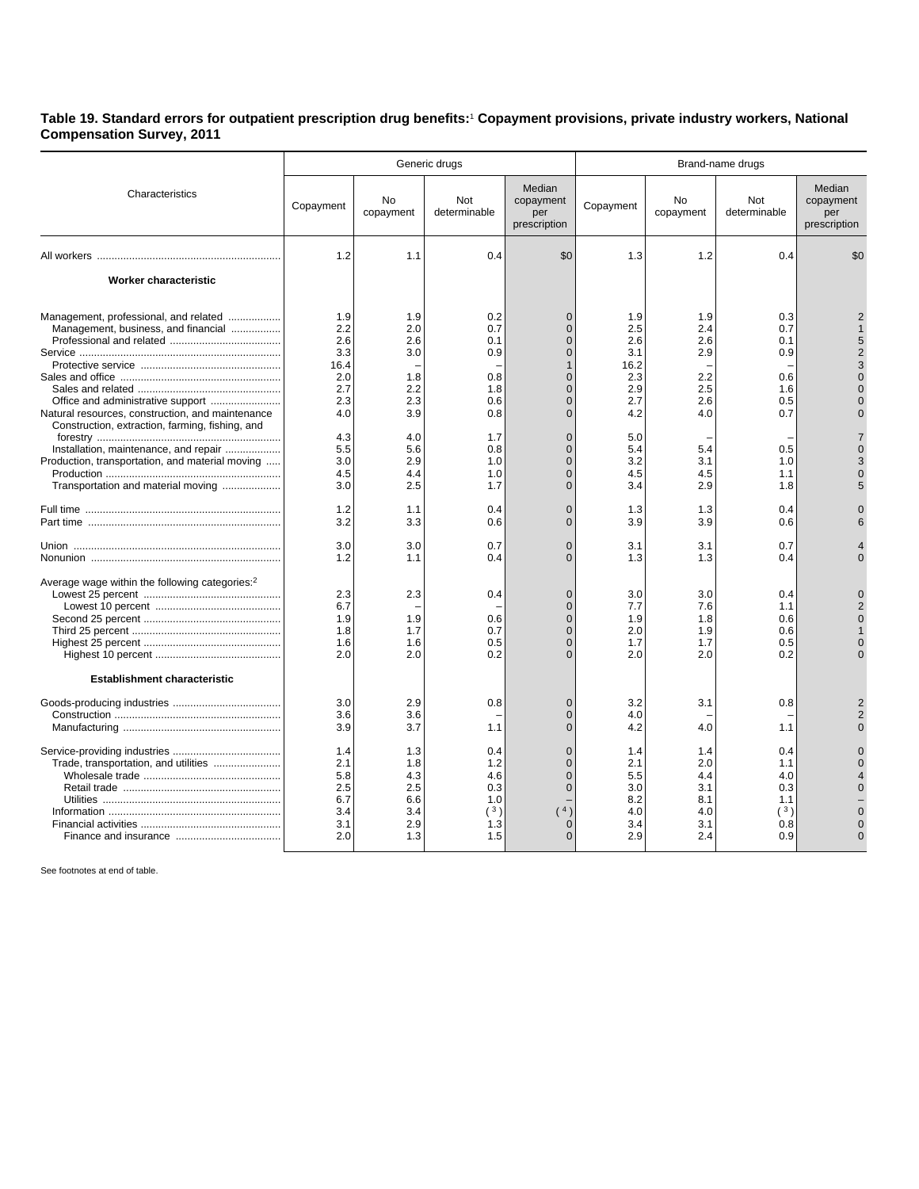**Table 19. Standard errors for outpatient prescription drug benefits:[1] Copayment provisions, private industry workers, National Compensation Survey, 2011**

| Characteristics | Generic drugs | | | | Brand-name drugs | | | |
|---|---|---|---|---|---|---|---|---|
| | Copayment | No copayment | Not determinable | Median copayment per prescription | Copayment | No copayment | Not determinable | Median copayment per prescription |
| All workers | 1.2 | 1.1 | 0.4 | $0 | 1.3 | 1.2 | 0.4 | $0 |
| **Worker characteristic** | | | | | | | | |
| Management, professional, and related | 1.9 | 1.9 | 0.2 | 0 | 1.9 | 1.9 | 0.3 | 2 |
| Management, business, and financial | 2.2 | 2.0 | 0.7 | 0 | 2.5 | 2.4 | 0.7 | 1 |
| Professional and related | 2.6 | 2.6 | 0.1 | 0 | 2.6 | 2.6 | 0.1 | 5 |
| Service | 3.3 | 3.0 | 0.9 | 0 | 3.1 | 2.9 | 0.9 | 2 |
| Protective service | 16.4 | – | – | 1 | 16.2 | – | – | 3 |
| Sales and office | 2.0 | 1.8 | 0.8 | 0 | 2.3 | 2.2 | 0.6 | 0 |
| Sales and related | 2.7 | 2.2 | 1.8 | 0 | 2.9 | 2.5 | 1.6 | 0 |
| Office and administrative support | 2.3 | 2.3 | 0.6 | 0 | 2.7 | 2.6 | 0.5 | 0 |
| Natural resources, construction, and maintenance | 4.0 | 3.9 | 0.8 | 0 | 4.2 | 4.0 | 0.7 | 0 |
| Construction, extraction, farming, fishing, and forestry | 4.3 | 4.0 | 1.7 | 0 | 5.0 | – | – | 7 |
| Installation, maintenance, and repair | 5.5 | 5.6 | 0.8 | 0 | 5.4 | 5.4 | 0.5 | 0 |
| Production, transportation, and material moving | 3.0 | 2.9 | 1.0 | 0 | 3.2 | 3.1 | 1.0 | 3 |
| Production | 4.5 | 4.4 | 1.0 | 0 | 4.5 | 4.5 | 1.1 | 0 |
| Transportation and material moving | 3.0 | 2.5 | 1.7 | 0 | 3.4 | 2.9 | 1.8 | 5 |
| Full time | 1.2 | 1.1 | 0.4 | 0 | 1.3 | 1.3 | 0.4 | 0 |
| Part time | 3.2 | 3.3 | 0.6 | 0 | 3.9 | 3.9 | 0.6 | 6 |
| Union | 3.0 | 3.0 | 0.7 | 0 | 3.1 | 3.1 | 0.7 | 4 |
| Nonunion | 1.2 | 1.1 | 0.4 | 0 | 1.3 | 1.3 | 0.4 | 0 |
| Average wage within the following categories:[2] | | | | | | | | |
| Lowest 25 percent | 2.3 | 2.3 | 0.4 | 0 | 3.0 | 3.0 | 0.4 | 0 |
| Lowest 10 percent | 6.7 | – | – | 0 | 7.7 | 7.6 | 1.1 | 2 |
| Second 25 percent | 1.9 | 1.9 | 0.6 | 0 | 1.9 | 1.8 | 0.6 | 0 |
| Third 25 percent | 1.8 | 1.7 | 0.7 | 0 | 2.0 | 1.9 | 0.6 | 1 |
| Highest 25 percent | 1.6 | 1.6 | 0.5 | 0 | 1.7 | 1.7 | 0.5 | 0 |
| Highest 10 percent | 2.0 | 2.0 | 0.2 | 0 | 2.0 | 2.0 | 0.2 | 0 |
| **Establishment characteristic** | | | | | | | | |
| Goods-producing industries | 3.0 | 2.9 | 0.8 | 0 | 3.2 | 3.1 | 0.8 | 2 |
| Construction | 3.6 | 3.6 | – | 0 | 4.0 | – | – | 2 |
| Manufacturing | 3.9 | 3.7 | 1.1 | 0 | 4.2 | 4.0 | 1.1 | 0 |
| Service-providing industries | 1.4 | 1.3 | 0.4 | 0 | 1.4 | 1.4 | 0.4 | 0 |
| Trade, transportation, and utilities | 2.1 | 1.8 | 1.2 | 0 | 2.1 | 2.0 | 1.1 | 0 |
| Wholesale trade | 5.8 | 4.3 | 4.6 | 0 | 5.5 | 4.4 | 4.0 | 4 |
| Retail trade | 2.5 | 2.5 | 0.3 | 0 | 3.0 | 3.1 | 0.3 | 0 |
| Utilities | 6.7 | 6.6 | 1.0 | – | 8.2 | 8.1 | 1.1 | – |
| Information | 3.4 | 3.4 | ( [3] ) | ( [4] ) | 4.0 | 4.0 | ( [3] ) | 0 |
| Financial activities | 3.1 | 2.9 | 1.3 | 0 | 3.4 | 3.1 | 0.8 | 0 |
| Finance and insurance | 2.0 | 1.3 | 1.5 | 0 | 2.9 | 2.4 | 0.9 | 0 |

See footnotes at end of table.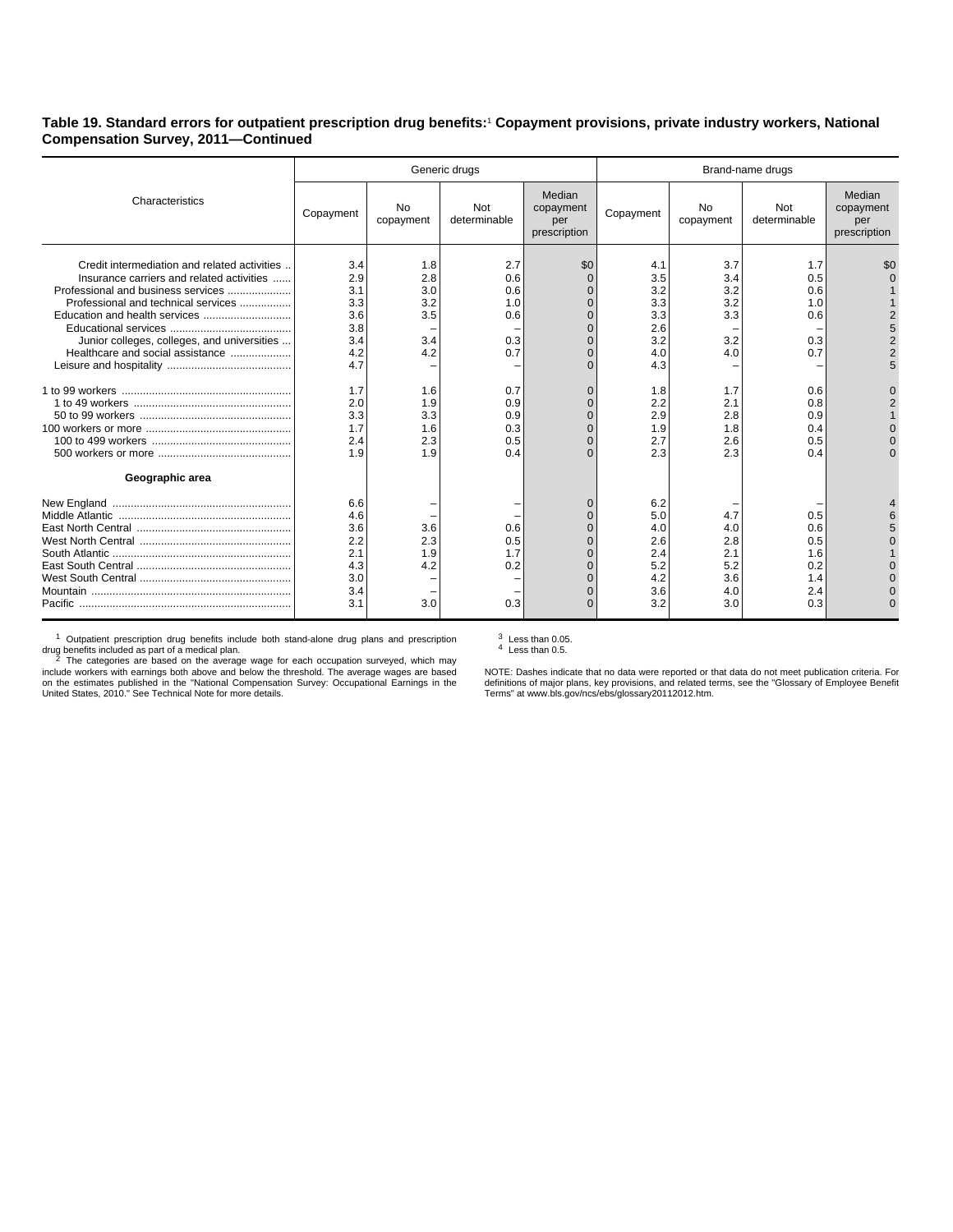**Table 19. Standard errors for outpatient prescription drug benefits:[1] Copayment provisions, private industry workers, National Compensation Survey, 2011—Continued**

| Characteristics | Generic drugs | | | | Brand-name drugs | | | |
|---|---|---|---|---|---|---|---|---|
| | Copayment | No copayment | Not determinable | Median copayment per prescription | Copayment | No copayment | Not determinable | Median copayment per prescription |
| Credit intermediation and related activities | 3.4 | 1.8 | 2.7 | $0 | 4.1 | 3.7 | 1.7 | $0 |
| Insurance carriers and related activities | 2.9 | 2.8 | 0.6 | 0 | 3.5 | 3.4 | 0.5 | 0 |
| Professional and business services | 3.1 | 3.0 | 0.6 | 0 | 3.2 | 3.2 | 0.6 | 1 |
| Professional and technical services | 3.3 | 3.2 | 1.0 | 0 | 3.3 | 3.2 | 1.0 | 1 |
| Education and health services | 3.6 | 3.5 | 0.6 | 0 | 3.3 | 3.3 | 0.6 | 2 |
| Educational services | 3.8 | – | – | 0 | 2.6 | – | – | 5 |
| Junior colleges, colleges, and universities | 3.4 | 3.4 | 0.3 | 0 | 3.2 | 3.2 | 0.3 | 2 |
| Healthcare and social assistance | 4.2 | 4.2 | 0.7 | 0 | 4.0 | 4.0 | 0.7 | 2 |
| Leisure and hospitality | 4.7 | – | – | 0 | 4.3 | – | – | 5 |
| 1 to 99 workers | 1.7 | 1.6 | 0.7 | 0 | 1.8 | 1.7 | 0.6 | 0 |
| 1 to 49 workers | 2.0 | 1.9 | 0.9 | 0 | 2.2 | 2.1 | 0.8 | 2 |
| 50 to 99 workers | 3.3 | 3.3 | 0.9 | 0 | 2.9 | 2.8 | 0.9 | 1 |
| 100 workers or more | 1.7 | 1.6 | 0.3 | 0 | 1.9 | 1.8 | 0.4 | 0 |
| 100 to 499 workers | 2.4 | 2.3 | 0.5 | 0 | 2.7 | 2.6 | 0.5 | 0 |
| 500 workers or more | 1.9 | 1.9 | 0.4 | 0 | 2.3 | 2.3 | 0.4 | 0 |
| **Geographic area** | | | | | | | | |
| New England | 6.6 | – | – | 0 | 6.2 | – | – | 4 |
| Middle Atlantic | 4.6 | – | – | 0 | 5.0 | 4.7 | 0.5 | 6 |
| East North Central | 3.6 | 3.6 | 0.6 | 0 | 4.0 | 4.0 | 0.6 | 5 |
| West North Central | 2.2 | 2.3 | 0.5 | 0 | 2.6 | 2.8 | 0.5 | 0 |
| South Atlantic | 2.1 | 1.9 | 1.7 | 0 | 2.4 | 2.1 | 1.6 | 1 |
| East South Central | 4.3 | 4.2 | 0.2 | 0 | 5.2 | 5.2 | 0.2 | 0 |
| West South Central | 3.0 | – | – | 0 | 4.2 | 3.6 | 1.4 | 0 |
| Mountain | 3.4 | – | – | 0 | 3.6 | 4.0 | 2.4 | 0 |
| Pacific | 3.1 | 3.0 | 0.3 | 0 | 3.2 | 3.0 | 0.3 | 0 |

[1] Outpatient prescription drug benefits include both stand-alone drug plans and prescription drug benefits included as part of a medical plan.

[2] The categories are based on the average wage for each occupation surveyed, which may include workers with earnings both above and below the threshold. The average wages are based on the estimates published in the "National Compensation Survey: Occupational Earnings in the United States, 2010." See Technical Note for more details.

[3] Less than 0.05.

[4] Less than 0.5.

NOTE: Dashes indicate that no data were reported or that data do not meet publication criteria. For definitions of major plans, key provisions, and related terms, see the "Glossary of Employee Benefit Terms" at www.bls.gov/ncs/ebs/glossary20112012.htm.